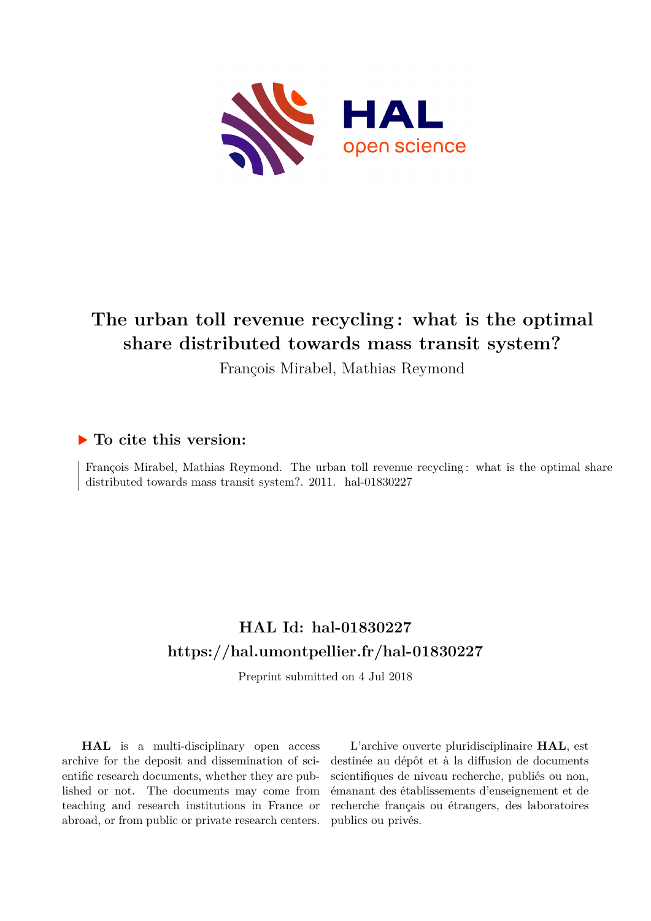# The urban toll revenue recycling : what is the optimal share distributed towards mass transit system?

François Mirabel, Mathias Reymond

## To cite this version:

François Mirabel, Mathias Reymond. The urban toll revenue recycling : what is the optimal share distributed towards mass transit system?. 2011. hal-01830227

## HAL Id: hal-01830227
## https://hal.umontpellier.fr/hal-01830227

Preprint submitted on 4 Jul 2018

**HAL** is a multi-disciplinary open access archive for the deposit and dissemination of scientific research documents, whether they are published or not. The documents may come from teaching and research institutions in France or abroad, or from public or private research centers.

L'archive ouverte pluridisciplinaire **HAL**, est destinée au dépôt et à la diffusion de documents scientifiques de niveau recherche, publiés ou non, émanant des établissements d'enseignement et de recherche français ou étrangers, des laboratoires publics ou privés.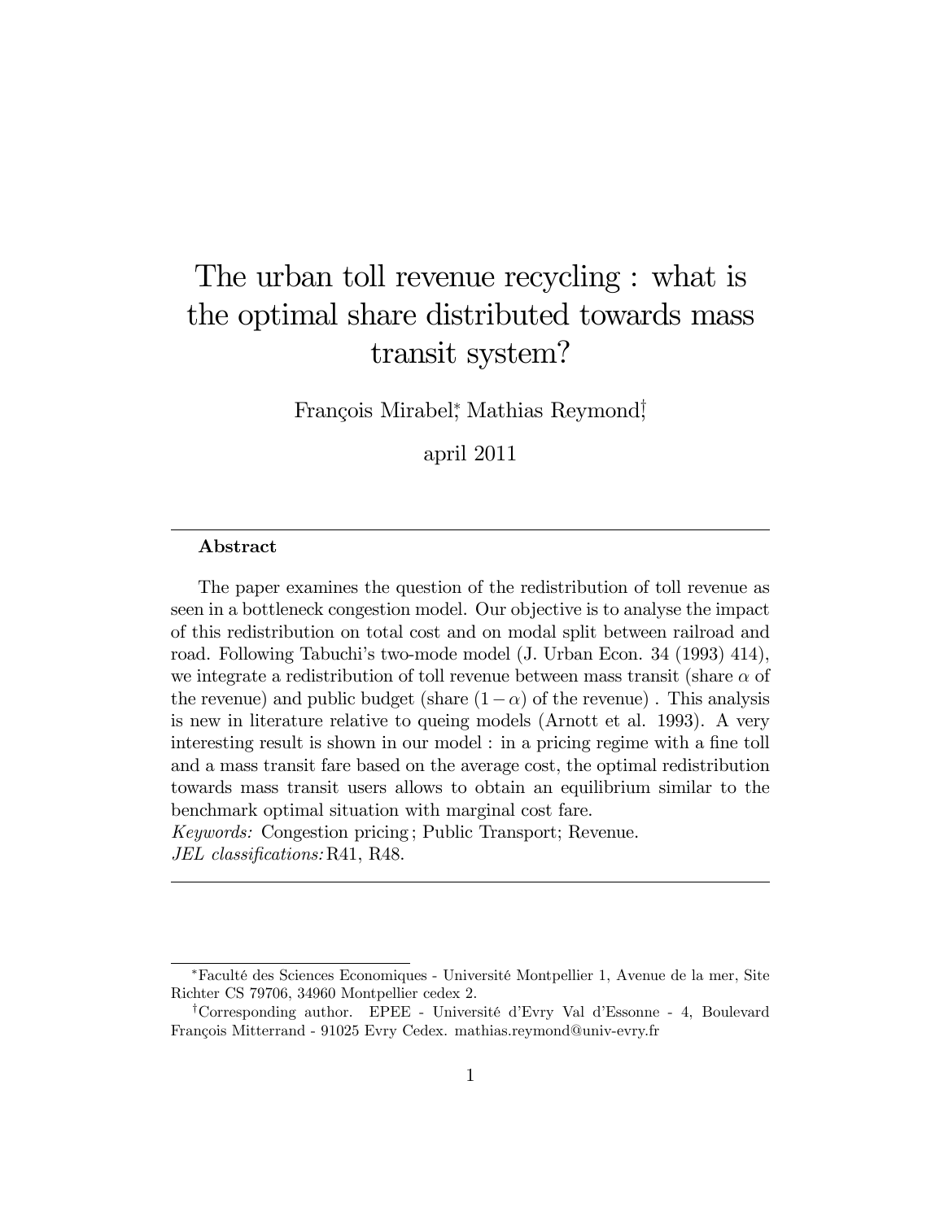# The urban toll revenue recycling : what is the optimal share distributed towards mass transit system?

François Mirabel[*], Mathias Reymond[†]

april 2011

---

**Abstract**

The paper examines the question of the redistribution of toll revenue as seen in a bottleneck congestion model. Our objective is to analyse the impact of this redistribution on total cost and on modal split between railroad and road. Following Tabuchi's two-mode model (J. Urban Econ. 34 (1993) 414), we integrate a redistribution of toll revenue between mass transit (share $\alpha$ of the revenue) and public budget (share $(1-\alpha)$ of the revenue) . This analysis is new in literature relative to queing models (Arnott et al. 1993). A very interesting result is shown in our model : in a pricing regime with a fine toll and a mass transit fare based on the average cost, the optimal redistribution towards mass transit users allows to obtain an equilibrium similar to the benchmark optimal situation with marginal cost fare.

*Keywords:* Congestion pricing ; Public Transport; Revenue.

*JEL classifications:* R41, R48.

---

[*] Faculté des Sciences Economiques - Université Montpellier 1, Avenue de la mer, Site Richter CS 79706, 34960 Montpellier cedex 2.

[†] Corresponding author. EPEE - Université d'Evry Val d'Essonne - 4, Boulevard François Mitterrand - 91025 Evry Cedex. mathias.reymond@univ-evry.fr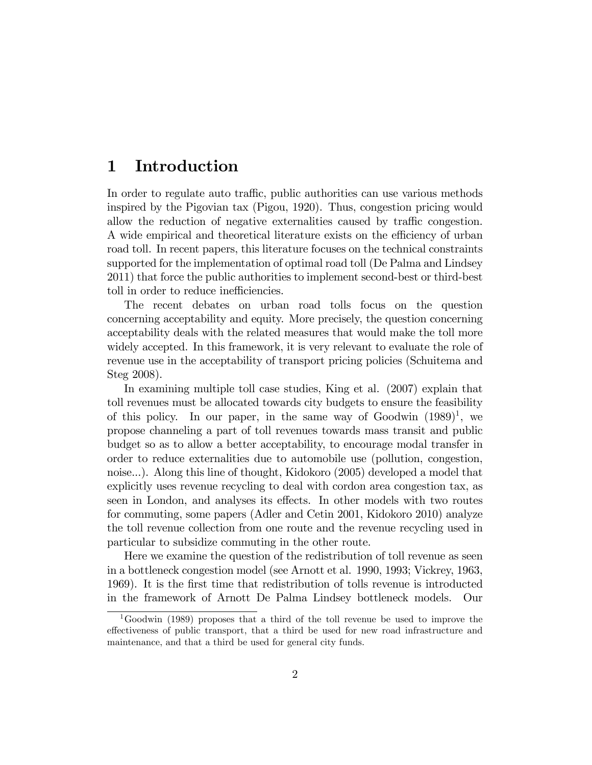# 1 Introduction

In order to regulate auto traffic, public authorities can use various methods inspired by the Pigovian tax (Pigou, 1920). Thus, congestion pricing would allow the reduction of negative externalities caused by traffic congestion. A wide empirical and theoretical literature exists on the efficiency of urban road toll. In recent papers, this literature focuses on the technical constraints supported for the implementation of optimal road toll (De Palma and Lindsey 2011) that force the public authorities to implement second-best or third-best toll in order to reduce inefficiencies.

The recent debates on urban road tolls focus on the question concerning acceptability and equity. More precisely, the question concerning acceptability deals with the related measures that would make the toll more widely accepted. In this framework, it is very relevant to evaluate the role of revenue use in the acceptability of transport pricing policies (Schuitema and Steg 2008).

In examining multiple toll case studies, King et al. (2007) explain that toll revenues must be allocated towards city budgets to ensure the feasibility of this policy. In our paper, in the same way of Goodwin (1989)[1], we propose channeling a part of toll revenues towards mass transit and public budget so as to allow a better acceptability, to encourage modal transfer in order to reduce externalities due to automobile use (pollution, congestion, noise...). Along this line of thought, Kidokoro (2005) developed a model that explicitly uses revenue recycling to deal with cordon area congestion tax, as seen in London, and analyses its effects. In other models with two routes for commuting, some papers (Adler and Cetin 2001, Kidokoro 2010) analyze the toll revenue collection from one route and the revenue recycling used in particular to subsidize commuting in the other route.

Here we examine the question of the redistribution of toll revenue as seen in a bottleneck congestion model (see Arnott et al. 1990, 1993; Vickrey, 1963, 1969). It is the first time that redistribution of tolls revenue is introducted in the framework of Arnott De Palma Lindsey bottleneck models. Our

[1] Goodwin (1989) proposes that a third of the toll revenue be used to improve the effectiveness of public transport, that a third be used for new road infrastructure and maintenance, and that a third be used for general city funds.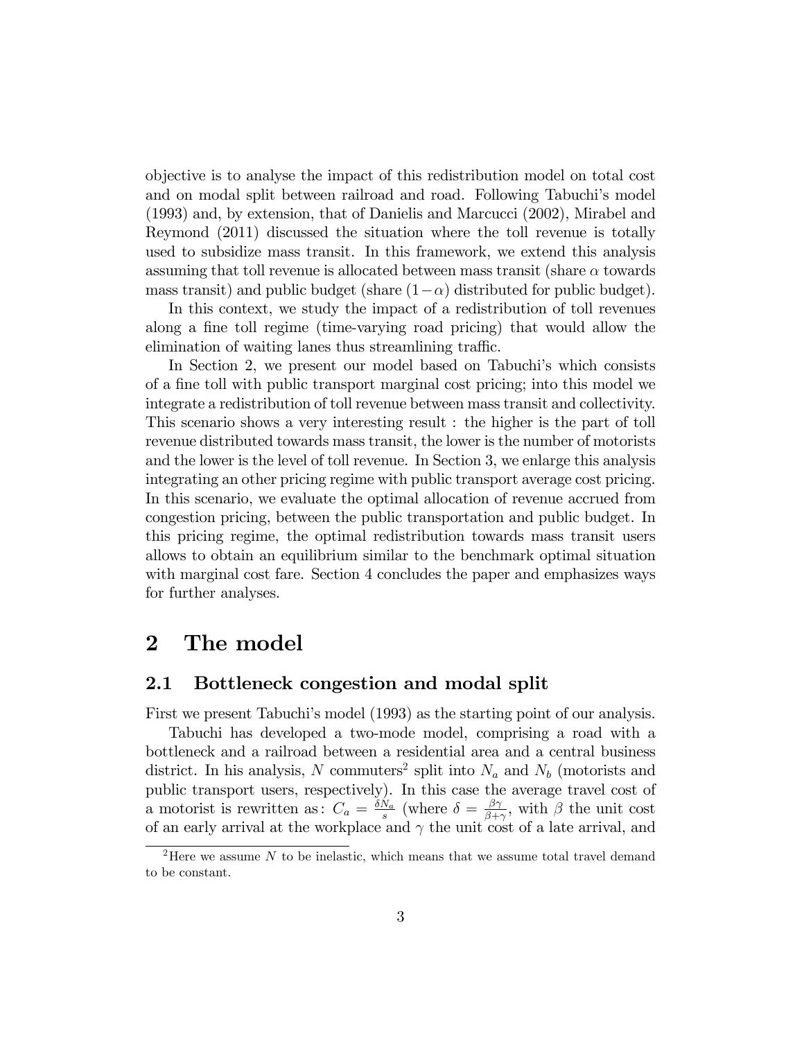objective is to analyse the impact of this redistribution model on total cost and on modal split between railroad and road. Following Tabuchi's model (1993) and, by extension, that of Danielis and Marcucci (2002), Mirabel and Reymond (2011) discussed the situation where the toll revenue is totally used to subsidize mass transit. In this framework, we extend this analysis assuming that toll revenue is allocated between mass transit (share $\alpha$ towards mass transit) and public budget (share $(1-\alpha)$ distributed for public budget).

In this context, we study the impact of a redistribution of toll revenues along a fine toll regime (time-varying road pricing) that would allow the elimination of waiting lanes thus streamlining traffic.

In Section 2, we present our model based on Tabuchi's which consists of a fine toll with public transport marginal cost pricing; into this model we integrate a redistribution of toll revenue between mass transit and collectivity. This scenario shows a very interesting result : the higher is the part of toll revenue distributed towards mass transit, the lower is the number of motorists and the lower is the level of toll revenue. In Section 3, we enlarge this analysis integrating an other pricing regime with public transport average cost pricing. In this scenario, we evaluate the optimal allocation of revenue accrued from congestion pricing, between the public transportation and public budget. In this pricing regime, the optimal redistribution towards mass transit users allows to obtain an equilibrium similar to the benchmark optimal situation with marginal cost fare. Section 4 concludes the paper and emphasizes ways for further analyses.

# 2 The model

## 2.1 Bottleneck congestion and modal split

First we present Tabuchi's model (1993) as the starting point of our analysis.

Tabuchi has developed a two-mode model, comprising a road with a bottleneck and a railroad between a residential area and a central business district. In his analysis, $N$ commuters[2] split into $N_a$ and $N_b$ (motorists and public transport users, respectively). In this case the average travel cost of a motorist is rewritten as : $C_a = \frac{\delta N_a}{s}$ (where $\delta = \frac{\beta\gamma}{\beta+\gamma}$, with $\beta$ the unit cost of an early arrival at the workplace and $\gamma$ the unit cost of a late arrival, and

[2] Here we assume $N$ to be inelastic, which means that we assume total travel demand to be constant.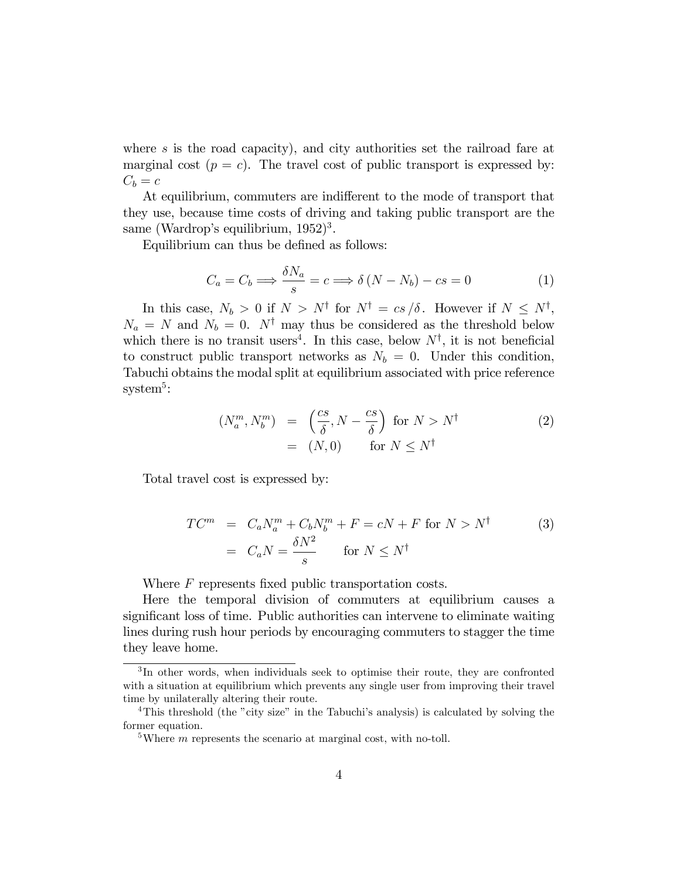where $s$ is the road capacity), and city authorities set the railroad fare at marginal cost ($p = c$). The travel cost of public transport is expressed by: $C_b = c$

At equilibrium, commuters are indifferent to the mode of transport that they use, because time costs of driving and taking public transport are the same (Wardrop's equilibrium, 1952)[3].

Equilibrium can thus be defined as follows:

$$C_a = C_b \Longrightarrow \frac{\delta N_a}{s} = c \Longrightarrow \delta(N - N_b) - cs = 0 \tag{1}$$

In this case, $N_b > 0$ if $N > N^{\dagger}$ for $N^{\dagger} = cs/\delta$. However if $N \leq N^{\dagger}$, $N_a = N$ and $N_b = 0$. $N^{\dagger}$ may thus be considered as the threshold below which there is no transit users[4]. In this case, below $N^{\dagger}$, it is not beneficial to construct public transport networks as $N_b = 0$. Under this condition, Tabuchi obtains the modal split at equilibrium associated with price reference system[5]:

$$\begin{aligned}
(N_a^m, N_b^m) &= \left(\frac{cs}{\delta}, N - \frac{cs}{\delta}\right) \text{ for } N > N^{\dagger} \\
&= (N, 0) \qquad \text{for } N \leq N^{\dagger}
\end{aligned} \tag{2}$$

Total travel cost is expressed by:

$$\begin{aligned}
TC^m &= C_a N_a^m + C_b N_b^m + F = cN + F \text{ for } N > N^{\dagger} \\
&= C_a N = \frac{\delta N^2}{s} \qquad \text{for } N \leq N^{\dagger}
\end{aligned} \tag{3}$$

Where $F$ represents fixed public transportation costs.

Here the temporal division of commuters at equilibrium causes a significant loss of time. Public authorities can intervene to eliminate waiting lines during rush hour periods by encouraging commuters to stagger the time they leave home.

---

[3] In other words, when individuals seek to optimise their route, they are confronted with a situation at equilibrium which prevents any single user from improving their travel time by unilaterally altering their route.

[4] This threshold (the "city size" in the Tabuchi's analysis) is calculated by solving the former equation.

[5] Where $m$ represents the scenario at marginal cost, with no-toll.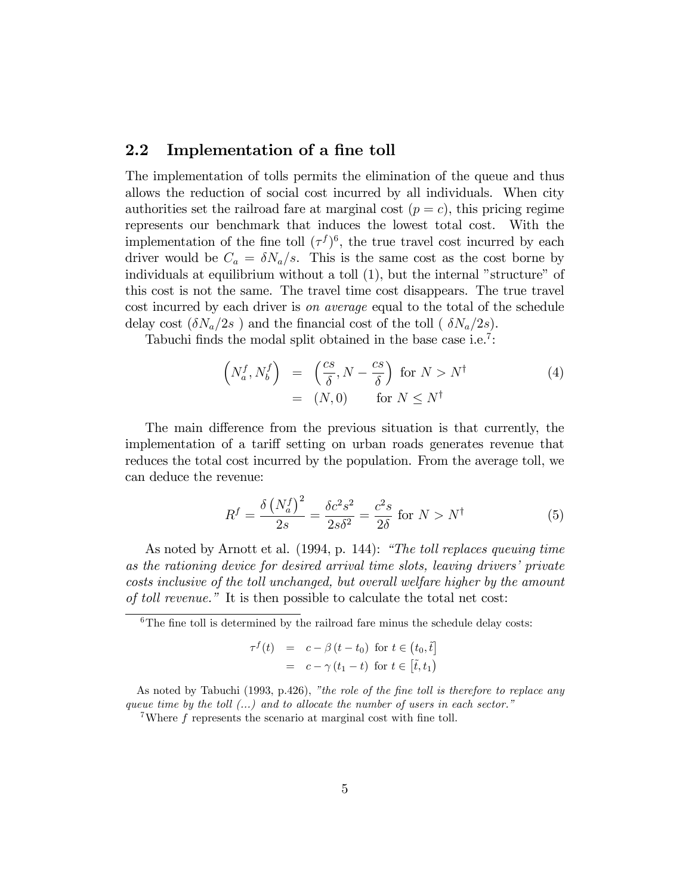## 2.2 Implementation of a fine toll

The implementation of tolls permits the elimination of the queue and thus allows the reduction of social cost incurred by all individuals. When city authorities set the railroad fare at marginal cost ($p = c$), this pricing regime represents our benchmark that induces the lowest total cost. With the implementation of the fine toll ($\tau^f$)[6], the true travel cost incurred by each driver would be $C_a = \delta N_a / s$. This is the same cost as the cost borne by individuals at equilibrium without a toll (1), but the internal "structure" of this cost is not the same. The travel time cost disappears. The true travel cost incurred by each driver is *on average* equal to the total of the schedule delay cost ($\delta N_a / 2s$ ) and the financial cost of the toll ( $\delta N_a / 2s$).

Tabuchi finds the modal split obtained in the base case i.e.[7]:

$$
\begin{aligned}
\left(N_a^f, N_b^f\right) &= \left(\frac{cs}{\delta}, N - \frac{cs}{\delta}\right) \text{ for } N > N^\dagger \\
&= (N, 0) \qquad \text{for } N \leq N^\dagger
\end{aligned}
\tag{4}
$$

The main difference from the previous situation is that currently, the implementation of a tariff setting on urban roads generates revenue that reduces the total cost incurred by the population. From the average toll, we can deduce the revenue:

$$
R^f = \frac{\delta \left(N_a^f\right)^2}{2s} = \frac{\delta c^2 s^2}{2s\delta^2} = \frac{c^2 s}{2\delta} \text{ for } N > N^\dagger \tag{5}
$$

As noted by Arnott et al. (1994, p. 144): *"The toll replaces queuing time as the rationing device for desired arrival time slots, leaving drivers' private costs inclusive of the toll unchanged, but overall welfare higher by the amount of toll revenue."* It is then possible to calculate the total net cost:

---

[6] The fine toll is determined by the railroad fare minus the schedule delay costs:

$$
\begin{aligned}
\tau^f(t) &= c - \beta (t - t_0) \text{ for } t \in \left(t_0, \tilde{t}\right] \\
&= c - \gamma (t_1 - t) \text{ for } t \in \left[\tilde{t}, t_1\right)
\end{aligned}
$$

As noted by Tabuchi (1993, p.426), *"the role of the fine toll is therefore to replace any queue time by the toll (...) and to allocate the number of users in each sector."*

[7] Where $f$ represents the scenario at marginal cost with fine toll.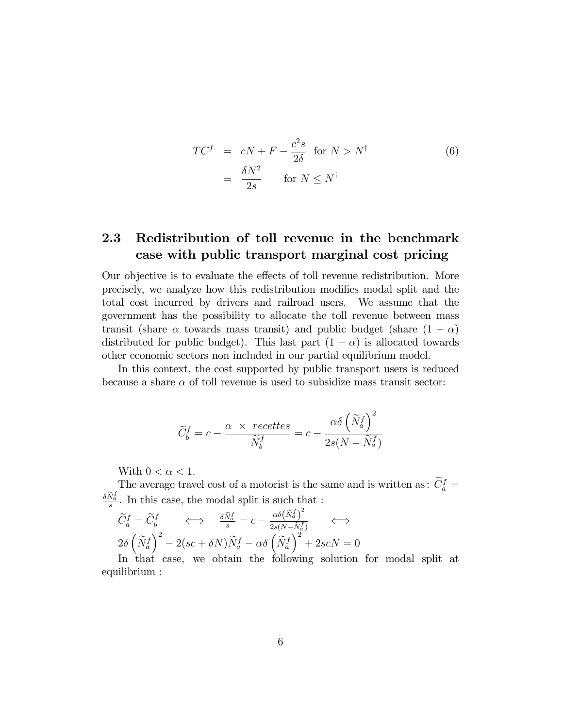$$
\begin{aligned}
TC^f &= cN + F - \frac{c^2 s}{2\delta} \quad \text{for } N > N^\dagger \\
&= \frac{\delta N^2}{2s} \qquad \text{for } N \leq N^\dagger
\end{aligned}
\tag{6}
$$

## 2.3 Redistribution of toll revenue in the benchmark case with public transport marginal cost pricing

Our objective is to evaluate the effects of toll revenue redistribution. More precisely, we analyze how this redistribution modifies modal split and the total cost incurred by drivers and railroad users. We assume that the government has the possibility to allocate the toll revenue between mass transit (share $\alpha$ towards mass transit) and public budget (share $(1-\alpha)$ distributed for public budget). This last part $(1-\alpha)$ is allocated towards other economic sectors non included in our partial equilibrium model.

In this context, the cost supported by public transport users is reduced because a share $\alpha$ of toll revenue is used to subsidize mass transit sector:

$$
\widetilde{C}_b^f = c - \frac{\alpha \times recettes}{\widetilde{N}_b^f} = c - \frac{\alpha\delta\left(\widetilde{N}_a^f\right)^2}{2s(N - \widetilde{N}_a^f)}
$$

With $0 < \alpha < 1$.

The average travel cost of a motorist is the same and is written as: $\widetilde{C}_a^f = \frac{\delta \widetilde{N}_a^f}{s}$. In this case, the modal split is such that :

$\widetilde{C}_a^f = \widetilde{C}_b^f \iff \frac{\delta \widetilde{N}_a^f}{s} = c - \frac{\alpha\delta\left(\widetilde{N}_a^f\right)^2}{2s(N-\widetilde{N}_a^f)} \iff$

$2\delta\left(\widetilde{N}_a^f\right)^2 - 2(sc + \delta N)\widetilde{N}_a^f - \alpha\delta\left(\widetilde{N}_a^f\right)^2 + 2scN = 0$

In that case, we obtain the following solution for modal split at equilibrium :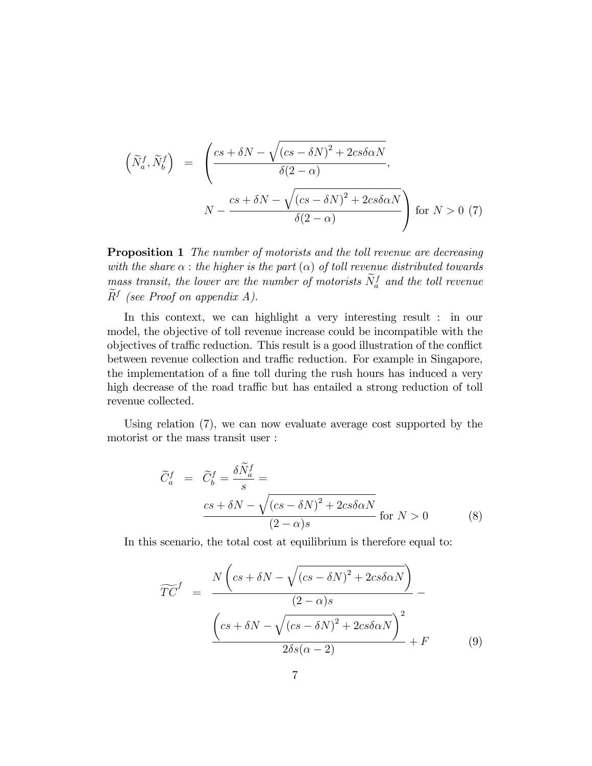$$\left(\widetilde{N}_a^f, \widetilde{N}_b^f\right) = \left(\frac{cs + \delta N - \sqrt{(cs - \delta N)^2 + 2cs\delta\alpha N}}{\delta(2-\alpha)}, \right.$$
$$\left. N - \frac{cs + \delta N - \sqrt{(cs - \delta N)^2 + 2cs\delta\alpha N}}{\delta(2-\alpha)}\right) \text{ for } N > 0 \quad (7)$$

**Proposition 1** *The number of motorists and the toll revenue are decreasing with the share $\alpha$ : the higher is the part ($\alpha$) of toll revenue distributed towards mass transit, the lower are the number of motorists $\widetilde{N}_a^f$ and the toll revenue $\widetilde{R}^f$ (see Proof on appendix A).*

In this context, we can highlight a very interesting result : in our model, the objective of toll revenue increase could be incompatible with the objectives of traffic reduction. This result is a good illustration of the conflict between revenue collection and traffic reduction. For example in Singapore, the implementation of a fine toll during the rush hours has induced a very high decrease of the road traffic but has entailed a strong reduction of toll revenue collected.

Using relation (7), we can now evaluate average cost supported by the motorist or the mass transit user :

$$\widetilde{C}_a^f = \widetilde{C}_b^f = \frac{\delta \widetilde{N}_a^f}{s} = \frac{cs + \delta N - \sqrt{(cs - \delta N)^2 + 2cs\delta\alpha N}}{(2-\alpha)s} \text{ for } N > 0 \quad (8)$$

In this scenario, the total cost at equilibrium is therefore equal to:

$$\widetilde{TC}^f = \frac{N\left(cs + \delta N - \sqrt{(cs - \delta N)^2 + 2cs\delta\alpha N}\right)}{(2-\alpha)s} - \frac{\left(cs + \delta N - \sqrt{(cs - \delta N)^2 + 2cs\delta\alpha N}\right)^2}{2\delta s(\alpha - 2)} + F \quad (9)$$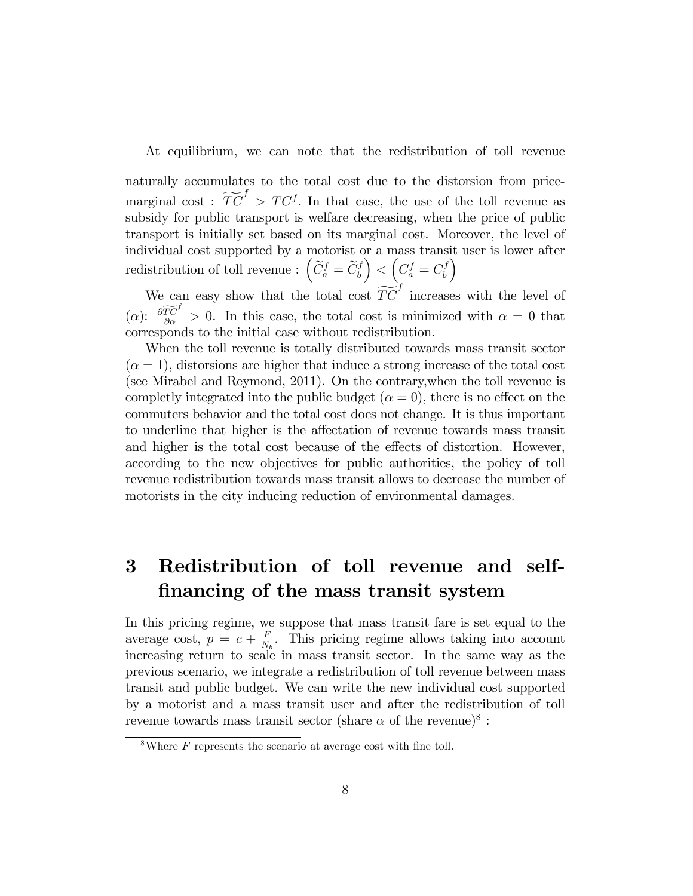At equilibrium, we can note that the redistribution of toll revenue naturally accumulates to the total cost due to the distorsion from price-marginal cost : $\widetilde{TC}^f > TC^f$. In that case, the use of the toll revenue as subsidy for public transport is welfare decreasing, when the price of public transport is initially set based on its marginal cost. Moreover, the level of individual cost supported by a motorist or a mass transit user is lower after redistribution of toll revenue : $\left(\widetilde{C}_a^f = \widetilde{C}_b^f\right) < \left(C_a^f = C_b^f\right)$

We can easy show that the total cost $\widetilde{TC}^f$ increases with the level of ($\alpha$): $\frac{\partial \widetilde{TC}^f}{\partial \alpha} > 0$. In this case, the total cost is minimized with $\alpha = 0$ that corresponds to the initial case without redistribution.

When the toll revenue is totally distributed towards mass transit sector ($\alpha = 1$), distorsions are higher that induce a strong increase of the total cost (see Mirabel and Reymond, 2011). On the contrary,when the toll revenue is completly integrated into the public budget ($\alpha = 0$), there is no effect on the commuters behavior and the total cost does not change. It is thus important to underline that higher is the affectation of revenue towards mass transit and higher is the total cost because of the effects of distortion. However, according to the new objectives for public authorities, the policy of toll revenue redistribution towards mass transit allows to decrease the number of motorists in the city inducing reduction of environmental damages.

# 3 Redistribution of toll revenue and self-financing of the mass transit system

In this pricing regime, we suppose that mass transit fare is set equal to the average cost, $p = c + \frac{F}{N_b}$. This pricing regime allows taking into account increasing return to scale in mass transit sector. In the same way as the previous scenario, we integrate a redistribution of toll revenue between mass transit and public budget. We can write the new individual cost supported by a motorist and a mass transit user and after the redistribution of toll revenue towards mass transit sector (share $\alpha$ of the revenue)[8] :

[8] Where $F$ represents the scenario at average cost with fine toll.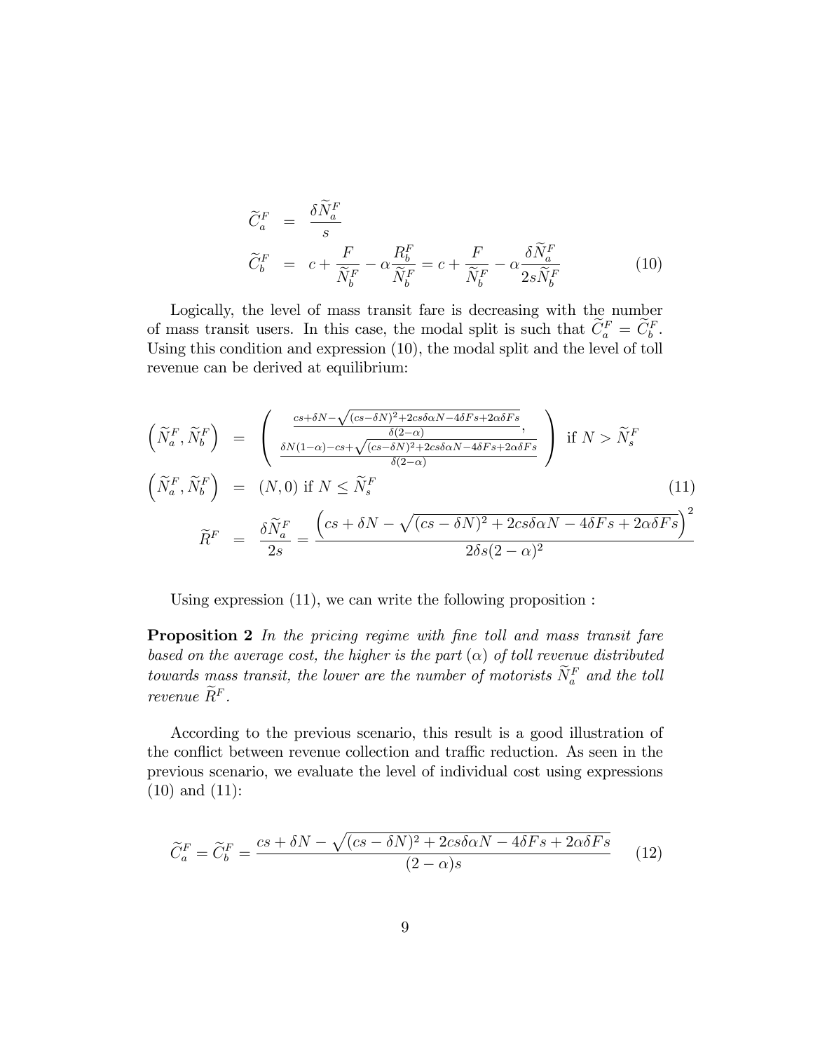$$
\begin{aligned}
\widetilde{C}_a^F &= \frac{\delta \widetilde{N}_a^F}{s} \\
\widetilde{C}_b^F &= c + \frac{F}{\widetilde{N}_b^F} - \alpha \frac{R_b^F}{\widetilde{N}_b^F} = c + \frac{F}{\widetilde{N}_b^F} - \alpha \frac{\delta \widetilde{N}_a^F}{2s\widetilde{N}_b^F}
\end{aligned}
\tag{10}
$$

Logically, the level of mass transit fare is decreasing with the number of mass transit users. In this case, the modal split is such that $\widetilde{C}_a^F = \widetilde{C}_b^F$. Using this condition and expression (10), the modal split and the level of toll revenue can be derived at equilibrium:

$$
\begin{aligned}
\left(\widetilde{N}_a^F, \widetilde{N}_b^F\right) &= \left( \begin{array}{c} \frac{cs+\delta N - \sqrt{(cs-\delta N)^2 + 2cs\delta\alpha N - 4\delta F s + 2\alpha\delta F s}}{\delta(2-\alpha)}, \\ \frac{\delta N(1-\alpha) - cs + \sqrt{(cs-\delta N)^2 + 2cs\delta\alpha N - 4\delta F s + 2\alpha\delta F s}}{\delta(2-\alpha)} \end{array} \right) \text{ if } N > \widetilde{N}_s^F \\
\left(\widetilde{N}_a^F, \widetilde{N}_b^F\right) &= (N, 0) \text{ if } N \leq \widetilde{N}_s^F \\
\widetilde{R}^F &= \frac{\delta \widetilde{N}_a^F}{2s} = \frac{\left(cs + \delta N - \sqrt{(cs-\delta N)^2 + 2cs\delta\alpha N - 4\delta F s + 2\alpha\delta F s}\right)^2}{2\delta s(2-\alpha)^2}
\end{aligned}
\tag{11}
$$

Using expression (11), we can write the following proposition :

**Proposition 2** *In the pricing regime with fine toll and mass transit fare based on the average cost, the higher is the part* ($\alpha$) *of toll revenue distributed towards mass transit, the lower are the number of motorists* $\widetilde{N}_a^F$ *and the toll revenue* $\widetilde{R}^F$*.*

According to the previous scenario, this result is a good illustration of the conflict between revenue collection and traffic reduction. As seen in the previous scenario, we evaluate the level of individual cost using expressions (10) and (11):

$$
\widetilde{C}_a^F = \widetilde{C}_b^F = \frac{cs + \delta N - \sqrt{(cs-\delta N)^2 + 2cs\delta\alpha N - 4\delta F s + 2\alpha\delta F s}}{(2-\alpha)s} \tag{12}
$$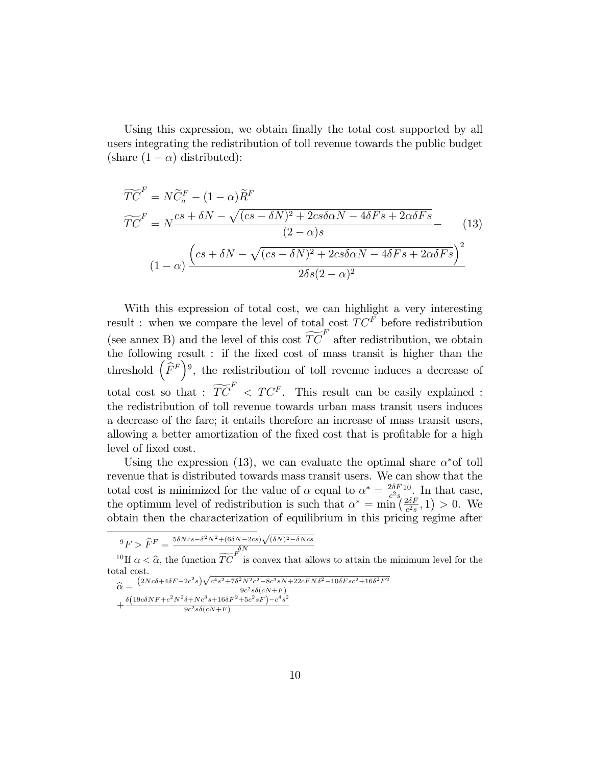Using this expression, we obtain finally the total cost supported by all users integrating the redistribution of toll revenue towards the public budget (share $(1-\alpha)$ distributed):

$$
\begin{aligned}
\widetilde{\widetilde{TC}}^{F} &= N\widetilde{C}_{a}^{F} - (1-\alpha)\widetilde{R}^{F} \\
\widetilde{\widetilde{TC}}^{F} &= N\frac{cs+\delta N-\sqrt{(cs-\delta N)^{2}+2cs\delta\alpha N-4\delta Fs+2\alpha\delta Fs}}{(2-\alpha)s} - \\
&\quad (1-\alpha)\frac{\left(cs+\delta N-\sqrt{(cs-\delta N)^{2}+2cs\delta\alpha N-4\delta Fs+2\alpha\delta Fs}\right)^{2}}{2\delta s(2-\alpha)^{2}}
\end{aligned}
\tag{13}
$$

With this expression of total cost, we can highlight a very interesting result : when we compare the level of total cost $TC^{F}$ before redistribution (see annex B) and the level of this cost $\widetilde{\widetilde{TC}}^{F}$ after redistribution, we obtain the following result : if the fixed cost of mass transit is higher than the threshold $\left(\widehat{F}^{F}\right)$[9], the redistribution of toll revenue induces a decrease of total cost so that : $\widetilde{\widetilde{TC}}^{F} < TC^{F}$. This result can be easily explained : the redistribution of toll revenue towards urban mass transit users induces a decrease of the fare; it entails therefore an increase of mass transit users, allowing a better amortization of the fixed cost that is profitable for a high level of fixed cost.

Using the expression (13), we can evaluate the optimal share $\alpha^{*}$of toll revenue that is distributed towards mass transit users. We can show that the total cost is minimized for the value of $\alpha$ equal to $\alpha^{*} = \frac{2\delta F}{c^{2}s}$[10]. In that case, the optimum level of redistribution is such that $\alpha^{*} = \min\left(\frac{2\delta F}{c^{2}s}, 1\right) > 0$. We obtain then the characterization of equilibrium in this pricing regime after

---

[9] $F > \widehat{F}^{F} = \frac{5\delta Ncs-\delta^{2}N^{2}+(6\delta N-2cs)\sqrt{(\delta N)^{2}-\delta Ncs}}{\delta N}$

[10] If $\alpha < \widehat{\alpha}$, the function $\widetilde{\widetilde{TC}}^{F}$ is convex that allows to attain the minimum level for the total cost.

$\widehat{\alpha} = \frac{\left(2Nc\delta+4\delta F-2c^{2}s\right)\sqrt{c^{4}s^{2}+7\delta^{2}N^{2}c^{2}-8c^{3}sN+22cFN\delta^{2}-10\delta Fsc^{2}+16\delta^{2}F^{2}}}{9c^{2}s\delta(cN+F)}$
$+\frac{\delta\left(19c\delta NF+c^{2}N^{2}\delta+Nc^{3}s+16\delta F^{2}+5c^{2}sF\right)-c^{4}s^{2}}{9c^{2}s\delta(cN+F)}$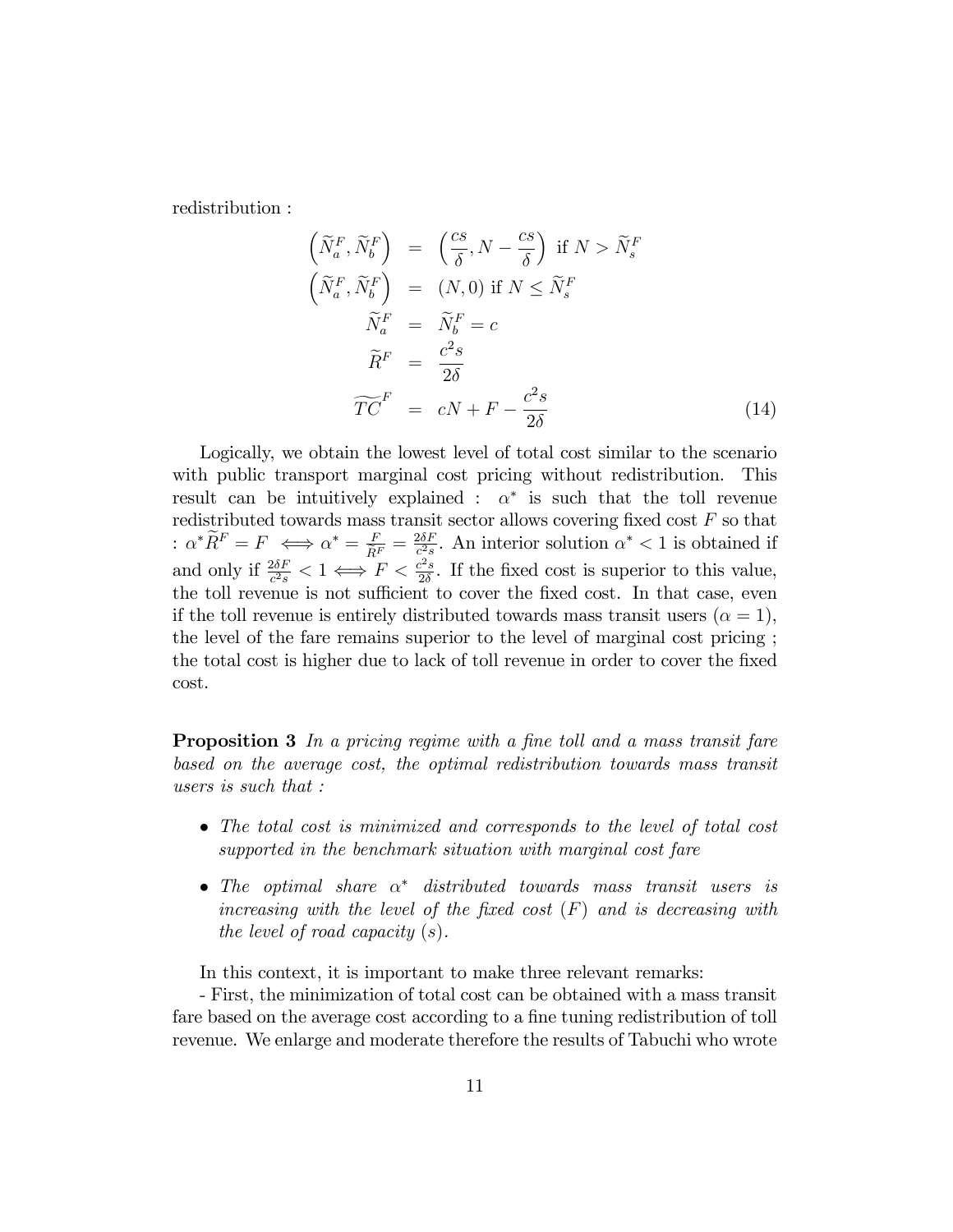redistribution :

$$
\begin{aligned}
\left(\widetilde{N}_a^F, \widetilde{N}_b^F\right) &= \left(\frac{cs}{\delta}, N - \frac{cs}{\delta}\right) \text{ if } N > \widetilde{N}_s^F \\
\left(\widetilde{N}_a^F, \widetilde{N}_b^F\right) &= (N, 0) \text{ if } N \leq \widetilde{N}_s^F \\
\widetilde{N}_a^F &= \widetilde{N}_b^F = c \\
\widetilde{R}^F &= \frac{c^2 s}{2\delta} \\
\widetilde{TC}^F &= cN + F - \frac{c^2 s}{2\delta}
\end{aligned} \tag{14}
$$

Logically, we obtain the lowest level of total cost similar to the scenario with public transport marginal cost pricing without redistribution. This result can be intuitively explained : $\alpha^*$ is such that the toll revenue redistributed towards mass transit sector allows covering fixed cost $F$ so that : $\alpha^* \widetilde{R}^F = F \iff \alpha^* = \frac{F}{\widetilde{R}^F} = \frac{2\delta F}{c^2 s}$. An interior solution $\alpha^* < 1$ is obtained if and only if $\frac{2\delta F}{c^2 s} < 1 \iff F < \frac{c^2 s}{2\delta}$. If the fixed cost is superior to this value, the toll revenue is not sufficient to cover the fixed cost. In that case, even if the toll revenue is entirely distributed towards mass transit users ($\alpha = 1$), the level of the fare remains superior to the level of marginal cost pricing ; the total cost is higher due to lack of toll revenue in order to cover the fixed cost.

**Proposition 3** *In a pricing regime with a fine toll and a mass transit fare based on the average cost, the optimal redistribution towards mass transit users is such that :*

- *The total cost is minimized and corresponds to the level of total cost supported in the benchmark situation with marginal cost fare*
- *The optimal share $\alpha^*$ distributed towards mass transit users is increasing with the level of the fixed cost ($F$) and is decreasing with the level of road capacity ($s$).*

In this context, it is important to make three relevant remarks:

- First, the minimization of total cost can be obtained with a mass transit fare based on the average cost according to a fine tuning redistribution of toll revenue. We enlarge and moderate therefore the results of Tabuchi who wrote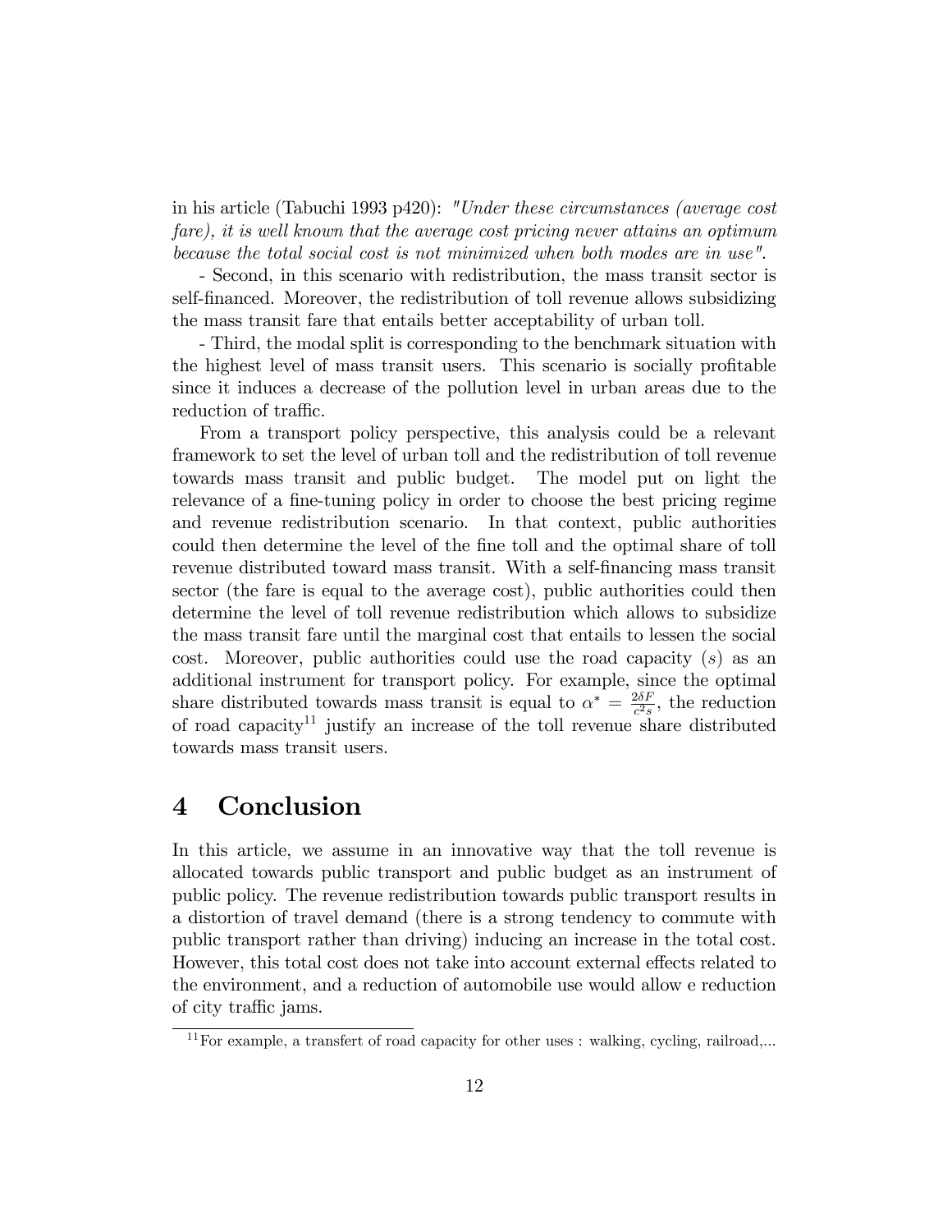in his article (Tabuchi 1993 p420): *"Under these circumstances (average cost fare), it is well known that the average cost pricing never attains an optimum because the total social cost is not minimized when both modes are in use"*.

- Second, in this scenario with redistribution, the mass transit sector is self-financed. Moreover, the redistribution of toll revenue allows subsidizing the mass transit fare that entails better acceptability of urban toll.

- Third, the modal split is corresponding to the benchmark situation with the highest level of mass transit users. This scenario is socially profitable since it induces a decrease of the pollution level in urban areas due to the reduction of traffic.

From a transport policy perspective, this analysis could be a relevant framework to set the level of urban toll and the redistribution of toll revenue towards mass transit and public budget. The model put on light the relevance of a fine-tuning policy in order to choose the best pricing regime and revenue redistribution scenario. In that context, public authorities could then determine the level of the fine toll and the optimal share of toll revenue distributed toward mass transit. With a self-financing mass transit sector (the fare is equal to the average cost), public authorities could then determine the level of toll revenue redistribution which allows to subsidize the mass transit fare until the marginal cost that entails to lessen the social cost. Moreover, public authorities could use the road capacity ($s$) as an additional instrument for transport policy. For example, since the optimal share distributed towards mass transit is equal to $\alpha^* = \frac{2\delta F}{c^2 s}$, the reduction of road capacity[11] justify an increase of the toll revenue share distributed towards mass transit users.

# 4 Conclusion

In this article, we assume in an innovative way that the toll revenue is allocated towards public transport and public budget as an instrument of public policy. The revenue redistribution towards public transport results in a distortion of travel demand (there is a strong tendency to commute with public transport rather than driving) inducing an increase in the total cost. However, this total cost does not take into account external effects related to the environment, and a reduction of automobile use would allow e reduction of city traffic jams.

[11] For example, a transfert of road capacity for other uses : walking, cycling, railroad,...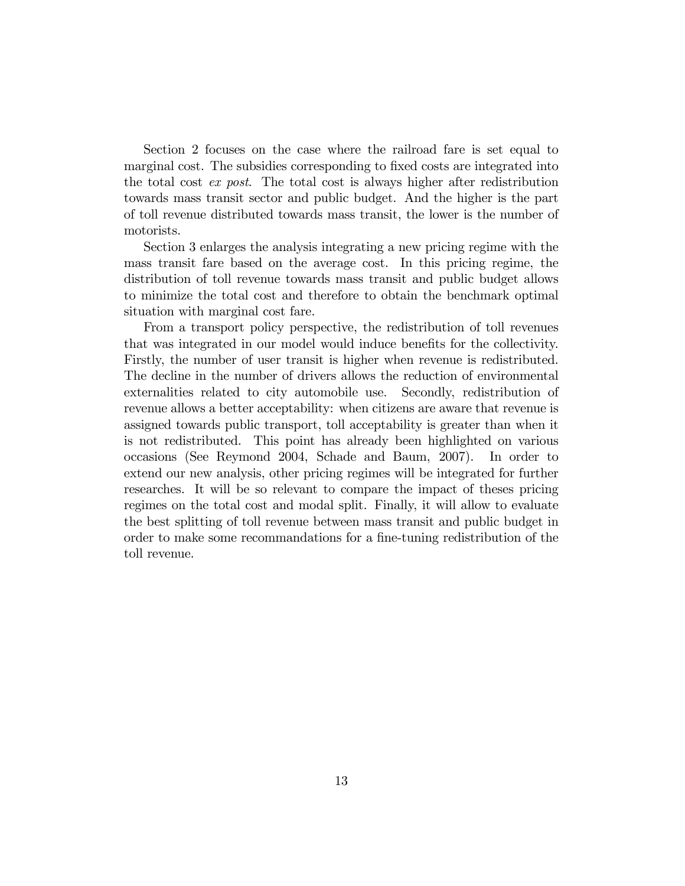Section 2 focuses on the case where the railroad fare is set equal to marginal cost. The subsidies corresponding to fixed costs are integrated into the total cost *ex post*. The total cost is always higher after redistribution towards mass transit sector and public budget. And the higher is the part of toll revenue distributed towards mass transit, the lower is the number of motorists.

Section 3 enlarges the analysis integrating a new pricing regime with the mass transit fare based on the average cost. In this pricing regime, the distribution of toll revenue towards mass transit and public budget allows to minimize the total cost and therefore to obtain the benchmark optimal situation with marginal cost fare.

From a transport policy perspective, the redistribution of toll revenues that was integrated in our model would induce benefits for the collectivity. Firstly, the number of user transit is higher when revenue is redistributed. The decline in the number of drivers allows the reduction of environmental externalities related to city automobile use. Secondly, redistribution of revenue allows a better acceptability: when citizens are aware that revenue is assigned towards public transport, toll acceptability is greater than when it is not redistributed. This point has already been highlighted on various occasions (See Reymond 2004, Schade and Baum, 2007). In order to extend our new analysis, other pricing regimes will be integrated for further researches. It will be so relevant to compare the impact of theses pricing regimes on the total cost and modal split. Finally, it will allow to evaluate the best splitting of toll revenue between mass transit and public budget in order to make some recommandations for a fine-tuning redistribution of the toll revenue.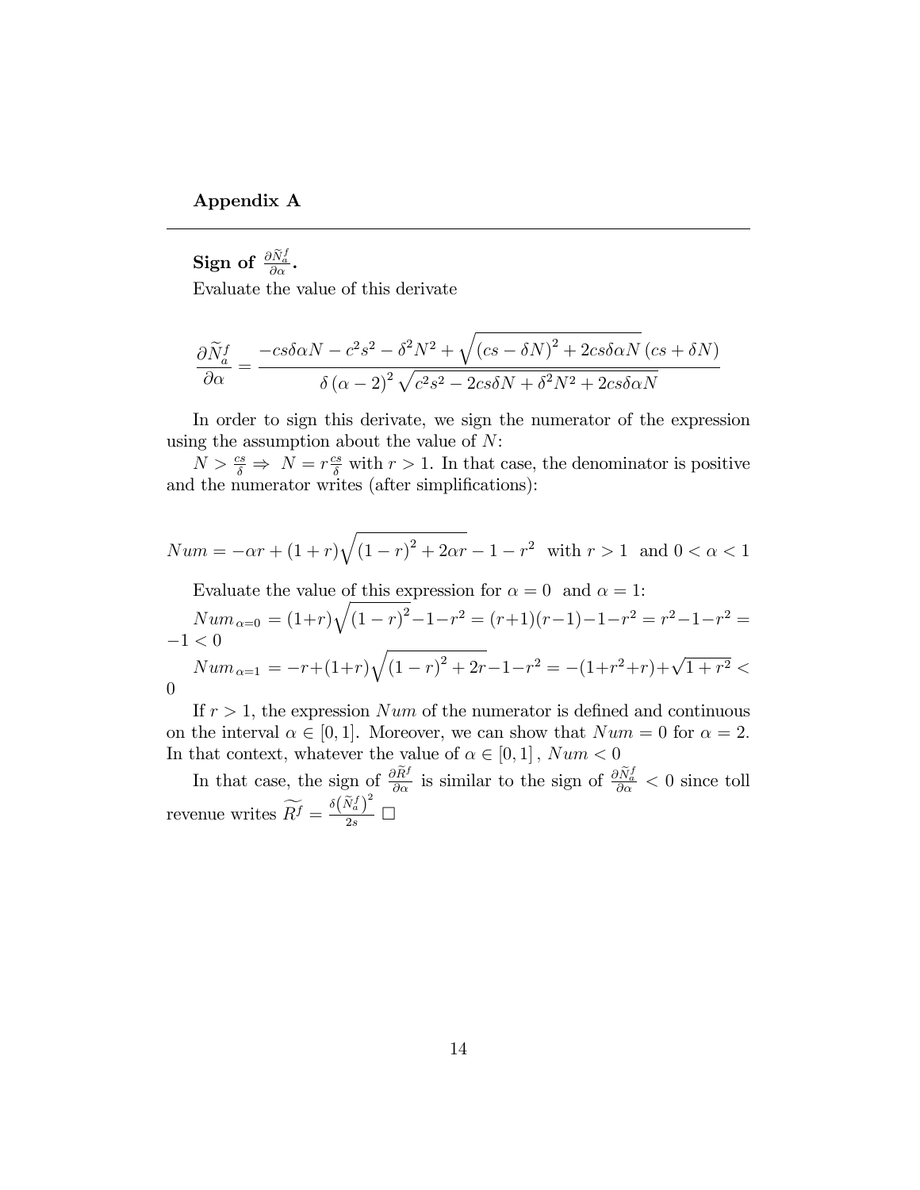**Appendix A**

---

**Sign of $\frac{\partial \widetilde{N}_a^f}{\partial \alpha}$.**

Evaluate the value of this derivate

$$\frac{\partial \widetilde{N}_a^f}{\partial \alpha} = \frac{-cs\delta\alpha N - c^2s^2 - \delta^2N^2 + \sqrt{(cs-\delta N)^2 + 2cs\delta\alpha N}\,(cs+\delta N)}{\delta(\alpha-2)^2\sqrt{c^2s^2 - 2cs\delta N + \delta^2N^2 + 2cs\delta\alpha N}}$$

In order to sign this derivate, we sign the numerator of the expression using the assumption about the value of $N$:

$N > \frac{cs}{\delta} \Rightarrow N = r\frac{cs}{\delta}$ with $r > 1$. In that case, the denominator is positive and the numerator writes (after simplifications):

$$Num = -\alpha r + (1+r)\sqrt{(1-r)^2 + 2\alpha r} - 1 - r^2 \quad \text{with } r > 1 \text{ and } 0 < \alpha < 1$$

Evaluate the value of this expression for $\alpha = 0$ and $\alpha = 1$:

$Num_{\alpha=0} = (1+r)\sqrt{(1-r)^2} - 1 - r^2 = (r+1)(r-1) - 1 - r^2 = r^2 - 1 - r^2 = -1 < 0$

$Num_{\alpha=1} = -r + (1+r)\sqrt{(1-r)^2 + 2r} - 1 - r^2 = -(1+r^2+r) + \sqrt{1+r^2} < 0$

If $r > 1$, the expression $Num$ of the numerator is defined and continuous on the interval $\alpha \in [0,1]$. Moreover, we can show that $Num = 0$ for $\alpha = 2$. In that context, whatever the value of $\alpha \in [0,1]$, $Num < 0$

In that case, the sign of $\frac{\partial \widetilde{R}^f}{\partial \alpha}$ is similar to the sign of $\frac{\partial \widetilde{N}_a^f}{\partial \alpha} < 0$ since toll revenue writes $\widetilde{R^f} = \frac{\delta\left(\widetilde{N}_a^f\right)^2}{2s}$ □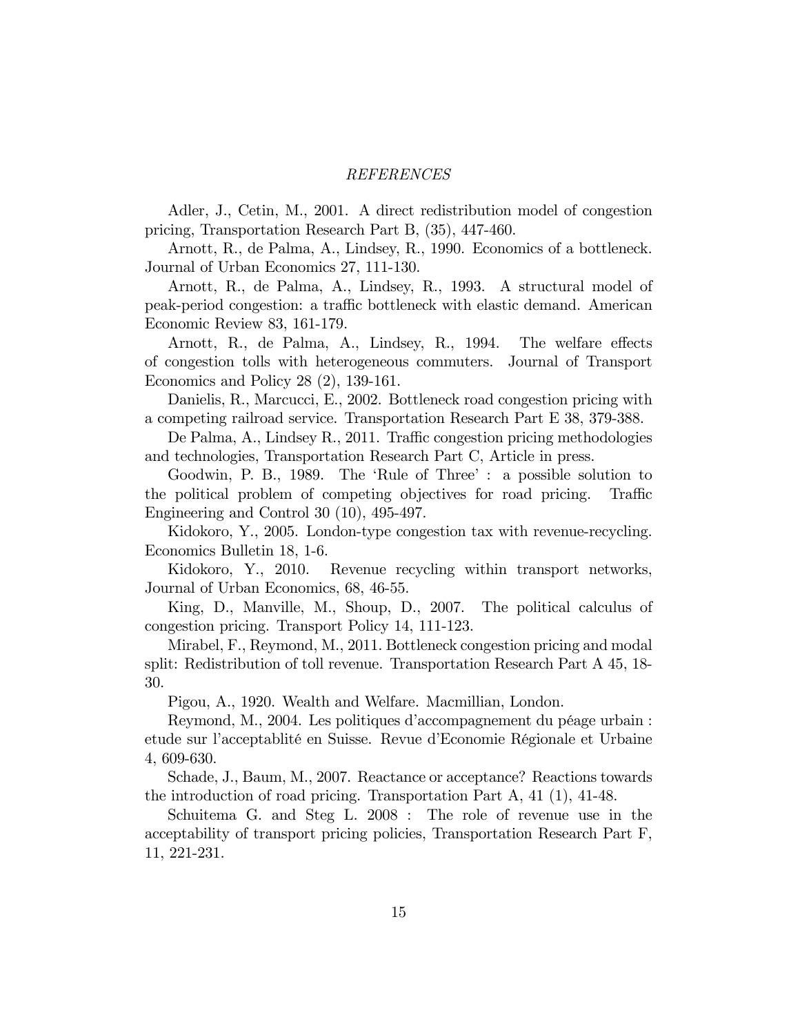*REFERENCES*

Adler, J., Cetin, M., 2001. A direct redistribution model of congestion pricing, Transportation Research Part B, (35), 447-460.

Arnott, R., de Palma, A., Lindsey, R., 1990. Economics of a bottleneck. Journal of Urban Economics 27, 111-130.

Arnott, R., de Palma, A., Lindsey, R., 1993. A structural model of peak-period congestion: a traffic bottleneck with elastic demand. American Economic Review 83, 161-179.

Arnott, R., de Palma, A., Lindsey, R., 1994. The welfare effects of congestion tolls with heterogeneous commuters. Journal of Transport Economics and Policy 28 (2), 139-161.

Danielis, R., Marcucci, E., 2002. Bottleneck road congestion pricing with a competing railroad service. Transportation Research Part E 38, 379-388.

De Palma, A., Lindsey R., 2011. Traffic congestion pricing methodologies and technologies, Transportation Research Part C, Article in press.

Goodwin, P. B., 1989. The 'Rule of Three' : a possible solution to the political problem of competing objectives for road pricing. Traffic Engineering and Control 30 (10), 495-497.

Kidokoro, Y., 2005. London-type congestion tax with revenue-recycling. Economics Bulletin 18, 1-6.

Kidokoro, Y., 2010. Revenue recycling within transport networks, Journal of Urban Economics, 68, 46-55.

King, D., Manville, M., Shoup, D., 2007. The political calculus of congestion pricing. Transport Policy 14, 111-123.

Mirabel, F., Reymond, M., 2011. Bottleneck congestion pricing and modal split: Redistribution of toll revenue. Transportation Research Part A 45, 18-30.

Pigou, A., 1920. Wealth and Welfare. Macmillian, London.

Reymond, M., 2004. Les politiques d'accompagnement du péage urbain : etude sur l'acceptablité en Suisse. Revue d'Economie Régionale et Urbaine 4, 609-630.

Schade, J., Baum, M., 2007. Reactance or acceptance? Reactions towards the introduction of road pricing. Transportation Part A, 41 (1), 41-48.

Schuitema G. and Steg L. 2008 : The role of revenue use in the acceptability of transport pricing policies, Transportation Research Part F, 11, 221-231.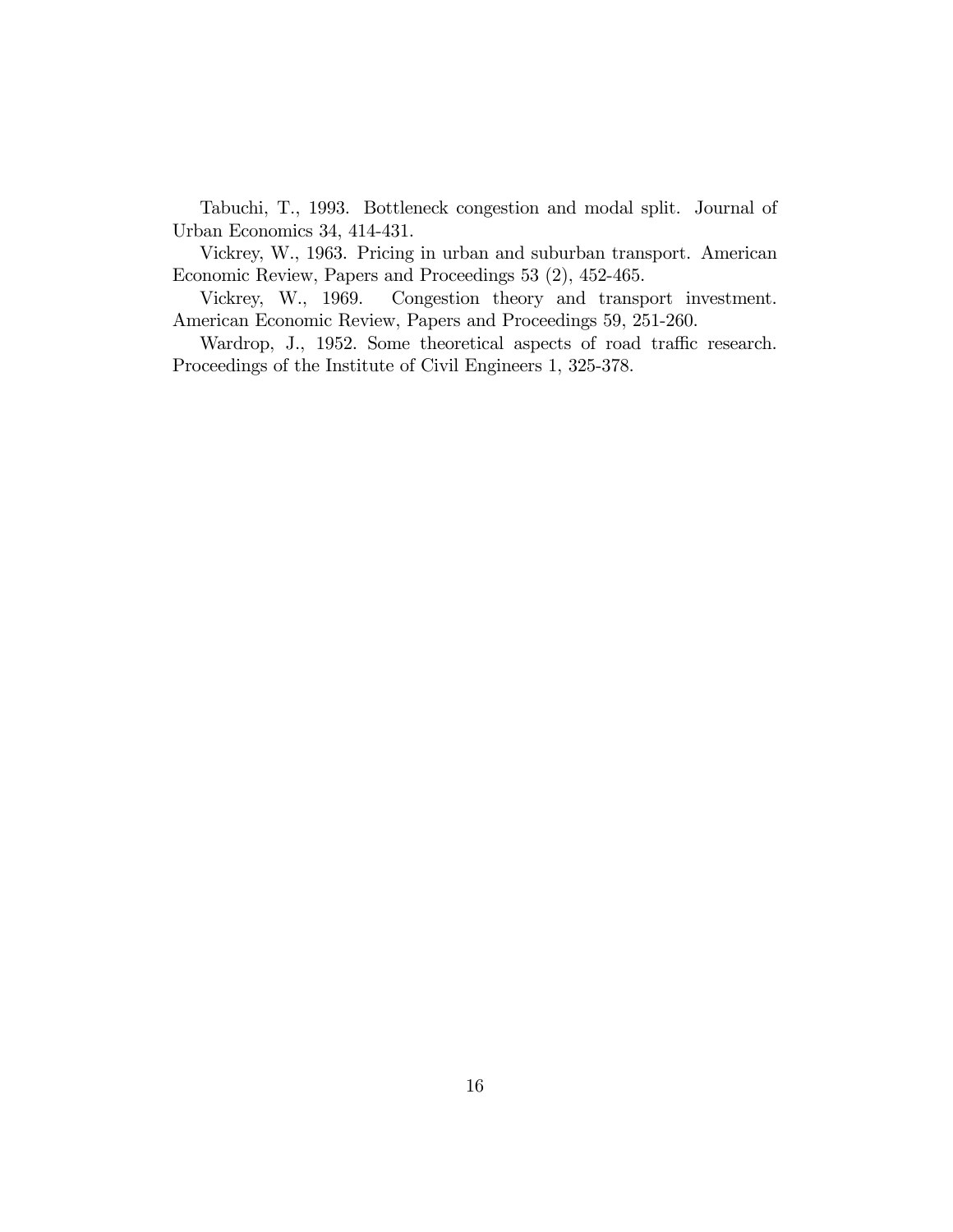Tabuchi, T., 1993. Bottleneck congestion and modal split. Journal of Urban Economics 34, 414-431.

Vickrey, W., 1963. Pricing in urban and suburban transport. American Economic Review, Papers and Proceedings 53 (2), 452-465.

Vickrey, W., 1969. Congestion theory and transport investment. American Economic Review, Papers and Proceedings 59, 251-260.

Wardrop, J., 1952. Some theoretical aspects of road traffic research. Proceedings of the Institute of Civil Engineers 1, 325-378.